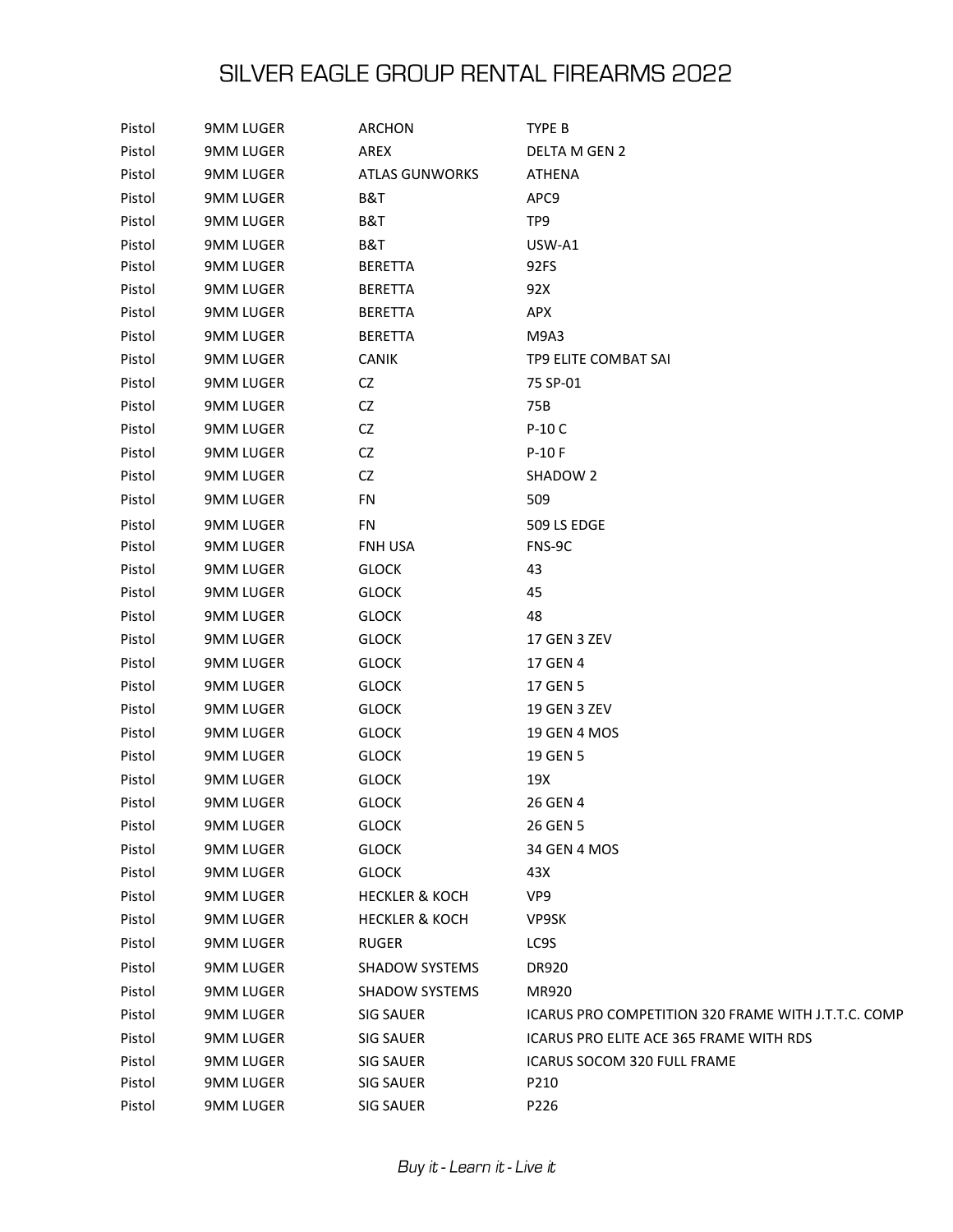# SILVER EAGLE GROUP RENTAL FIREARMS 2022

| | | | |
|---|---|---|---|
| Pistol | 9MM LUGER | ARCHON | TYPE B |
| Pistol | 9MM LUGER | AREX | DELTA M GEN 2 |
| Pistol | 9MM LUGER | ATLAS GUNWORKS | ATHENA |
| Pistol | 9MM LUGER | B&T | APC9 |
| Pistol | 9MM LUGER | B&T | TP9 |
| Pistol | 9MM LUGER | B&T | USW-A1 |
| Pistol | 9MM LUGER | BERETTA | 92FS |
| Pistol | 9MM LUGER | BERETTA | 92X |
| Pistol | 9MM LUGER | BERETTA | APX |
| Pistol | 9MM LUGER | BERETTA | M9A3 |
| Pistol | 9MM LUGER | CANIK | TP9 ELITE COMBAT SAI |
| Pistol | 9MM LUGER | CZ | 75 SP-01 |
| Pistol | 9MM LUGER | CZ | 75B |
| Pistol | 9MM LUGER | CZ | P-10 C |
| Pistol | 9MM LUGER | CZ | P-10 F |
| Pistol | 9MM LUGER | CZ | SHADOW 2 |
| Pistol | 9MM LUGER | FN | 509 |
| Pistol | 9MM LUGER | FN | 509 LS EDGE |
| Pistol | 9MM LUGER | FNH USA | FNS-9C |
| Pistol | 9MM LUGER | GLOCK | 43 |
| Pistol | 9MM LUGER | GLOCK | 45 |
| Pistol | 9MM LUGER | GLOCK | 48 |
| Pistol | 9MM LUGER | GLOCK | 17 GEN 3 ZEV |
| Pistol | 9MM LUGER | GLOCK | 17 GEN 4 |
| Pistol | 9MM LUGER | GLOCK | 17 GEN 5 |
| Pistol | 9MM LUGER | GLOCK | 19 GEN 3 ZEV |
| Pistol | 9MM LUGER | GLOCK | 19 GEN 4 MOS |
| Pistol | 9MM LUGER | GLOCK | 19 GEN 5 |
| Pistol | 9MM LUGER | GLOCK | 19X |
| Pistol | 9MM LUGER | GLOCK | 26 GEN 4 |
| Pistol | 9MM LUGER | GLOCK | 26 GEN 5 |
| Pistol | 9MM LUGER | GLOCK | 34 GEN 4 MOS |
| Pistol | 9MM LUGER | GLOCK | 43X |
| Pistol | 9MM LUGER | HECKLER & KOCH | VP9 |
| Pistol | 9MM LUGER | HECKLER & KOCH | VP9SK |
| Pistol | 9MM LUGER | RUGER | LC9S |
| Pistol | 9MM LUGER | SHADOW SYSTEMS | DR920 |
| Pistol | 9MM LUGER | SHADOW SYSTEMS | MR920 |
| Pistol | 9MM LUGER | SIG SAUER | ICARUS PRO COMPETITION 320 FRAME WITH J.T.T.C. COMP |
| Pistol | 9MM LUGER | SIG SAUER | ICARUS PRO ELITE ACE 365 FRAME WITH RDS |
| Pistol | 9MM LUGER | SIG SAUER | ICARUS SOCOM 320 FULL FRAME |
| Pistol | 9MM LUGER | SIG SAUER | P210 |
| Pistol | 9MM LUGER | SIG SAUER | P226 |

*Buy it - Learn it - Live it*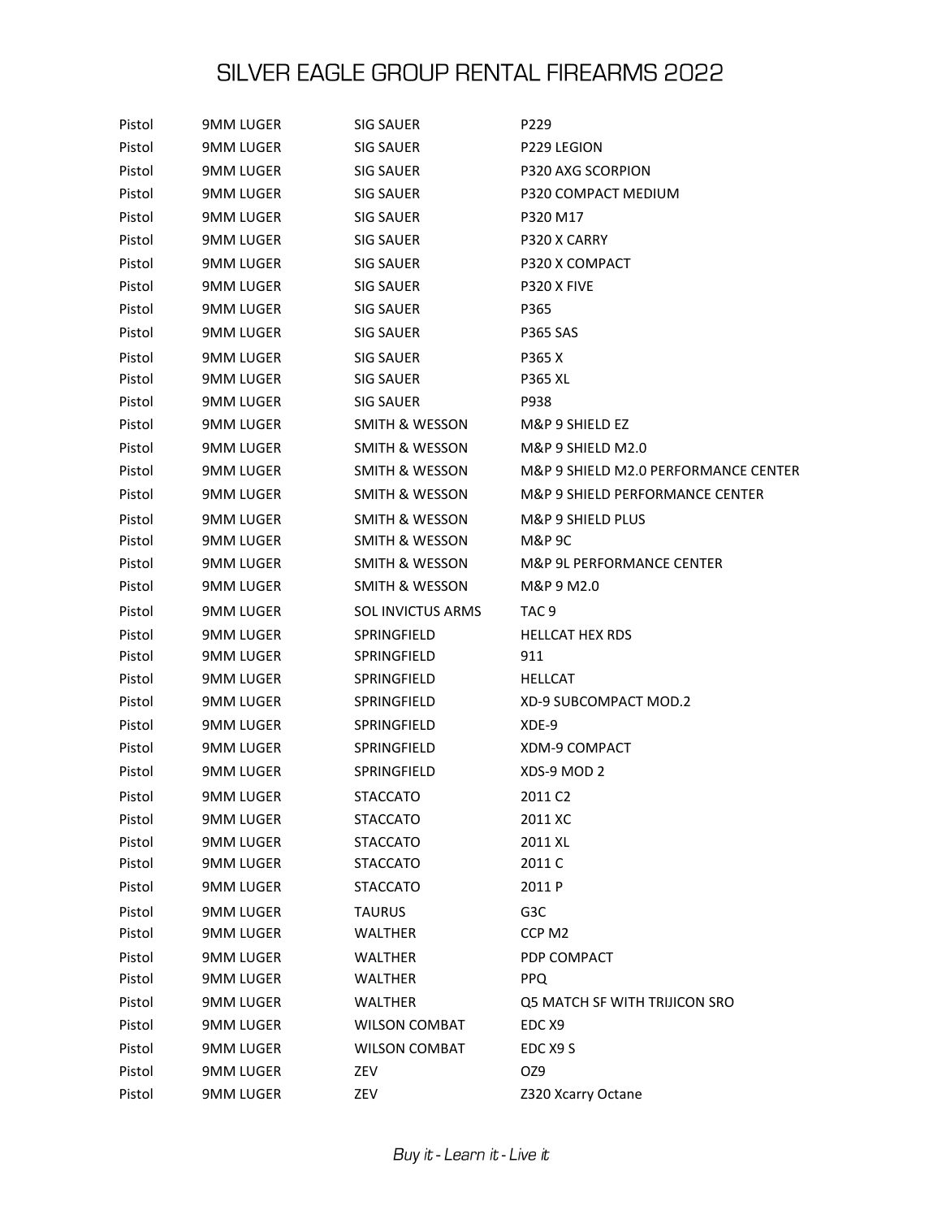# SILVER EAGLE GROUP RENTAL FIREARMS 2022

| | | | |
|---|---|---|---|
| Pistol | 9MM LUGER | SIG SAUER | P229 |
| Pistol | 9MM LUGER | SIG SAUER | P229 LEGION |
| Pistol | 9MM LUGER | SIG SAUER | P320 AXG SCORPION |
| Pistol | 9MM LUGER | SIG SAUER | P320 COMPACT MEDIUM |
| Pistol | 9MM LUGER | SIG SAUER | P320 M17 |
| Pistol | 9MM LUGER | SIG SAUER | P320 X CARRY |
| Pistol | 9MM LUGER | SIG SAUER | P320 X COMPACT |
| Pistol | 9MM LUGER | SIG SAUER | P320 X FIVE |
| Pistol | 9MM LUGER | SIG SAUER | P365 |
| Pistol | 9MM LUGER | SIG SAUER | P365 SAS |
| Pistol | 9MM LUGER | SIG SAUER | P365 X |
| Pistol | 9MM LUGER | SIG SAUER | P365 XL |
| Pistol | 9MM LUGER | SIG SAUER | P938 |
| Pistol | 9MM LUGER | SMITH & WESSON | M&P 9 SHIELD EZ |
| Pistol | 9MM LUGER | SMITH & WESSON | M&P 9 SHIELD M2.0 |
| Pistol | 9MM LUGER | SMITH & WESSON | M&P 9 SHIELD M2.0 PERFORMANCE CENTER |
| Pistol | 9MM LUGER | SMITH & WESSON | M&P 9 SHIELD PERFORMANCE CENTER |
| Pistol | 9MM LUGER | SMITH & WESSON | M&P 9 SHIELD PLUS |
| Pistol | 9MM LUGER | SMITH & WESSON | M&P 9C |
| Pistol | 9MM LUGER | SMITH & WESSON | M&P 9L PERFORMANCE CENTER |
| Pistol | 9MM LUGER | SMITH & WESSON | M&P 9 M2.0 |
| Pistol | 9MM LUGER | SOL INVICTUS ARMS | TAC 9 |
| Pistol | 9MM LUGER | SPRINGFIELD | HELLCAT HEX RDS |
| Pistol | 9MM LUGER | SPRINGFIELD | 911 |
| Pistol | 9MM LUGER | SPRINGFIELD | HELLCAT |
| Pistol | 9MM LUGER | SPRINGFIELD | XD-9 SUBCOMPACT MOD.2 |
| Pistol | 9MM LUGER | SPRINGFIELD | XDE-9 |
| Pistol | 9MM LUGER | SPRINGFIELD | XDM-9 COMPACT |
| Pistol | 9MM LUGER | SPRINGFIELD | XDS-9 MOD 2 |
| Pistol | 9MM LUGER | STACCATO | 2011 C2 |
| Pistol | 9MM LUGER | STACCATO | 2011 XC |
| Pistol | 9MM LUGER | STACCATO | 2011 XL |
| Pistol | 9MM LUGER | STACCATO | 2011 C |
| Pistol | 9MM LUGER | STACCATO | 2011 P |
| Pistol | 9MM LUGER | TAURUS | G3C |
| Pistol | 9MM LUGER | WALTHER | CCP M2 |
| Pistol | 9MM LUGER | WALTHER | PDP COMPACT |
| Pistol | 9MM LUGER | WALTHER | PPQ |
| Pistol | 9MM LUGER | WALTHER | Q5 MATCH SF WITH TRIJICON SRO |
| Pistol | 9MM LUGER | WILSON COMBAT | EDC X9 |
| Pistol | 9MM LUGER | WILSON COMBAT | EDC X9 S |
| Pistol | 9MM LUGER | ZEV | OZ9 |
| Pistol | 9MM LUGER | ZEV | Z320 Xcarry Octane |

*Buy it - Learn it - Live it*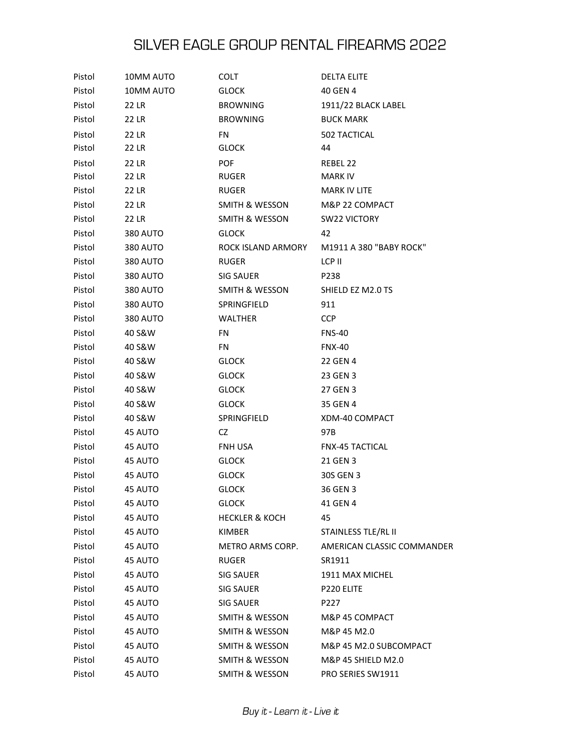# SILVER EAGLE GROUP RENTAL FIREARMS 2022

| | | | |
|---|---|---|---|
| Pistol | 10MM AUTO | COLT | DELTA ELITE |
| Pistol | 10MM AUTO | GLOCK | 40 GEN 4 |
| Pistol | 22 LR | BROWNING | 1911/22 BLACK LABEL |
| Pistol | 22 LR | BROWNING | BUCK MARK |
| Pistol | 22 LR | FN | 502 TACTICAL |
| Pistol | 22 LR | GLOCK | 44 |
| Pistol | 22 LR | POF | REBEL 22 |
| Pistol | 22 LR | RUGER | MARK IV |
| Pistol | 22 LR | RUGER | MARK IV LITE |
| Pistol | 22 LR | SMITH & WESSON | M&P 22 COMPACT |
| Pistol | 22 LR | SMITH & WESSON | SW22 VICTORY |
| Pistol | 380 AUTO | GLOCK | 42 |
| Pistol | 380 AUTO | ROCK ISLAND ARMORY | M1911 A 380 "BABY ROCK" |
| Pistol | 380 AUTO | RUGER | LCP II |
| Pistol | 380 AUTO | SIG SAUER | P238 |
| Pistol | 380 AUTO | SMITH & WESSON | SHIELD EZ M2.0 TS |
| Pistol | 380 AUTO | SPRINGFIELD | 911 |
| Pistol | 380 AUTO | WALTHER | CCP |
| Pistol | 40 S&W | FN | FNS-40 |
| Pistol | 40 S&W | FN | FNX-40 |
| Pistol | 40 S&W | GLOCK | 22 GEN 4 |
| Pistol | 40 S&W | GLOCK | 23 GEN 3 |
| Pistol | 40 S&W | GLOCK | 27 GEN 3 |
| Pistol | 40 S&W | GLOCK | 35 GEN 4 |
| Pistol | 40 S&W | SPRINGFIELD | XDM-40 COMPACT |
| Pistol | 45 AUTO | CZ | 97B |
| Pistol | 45 AUTO | FNH USA | FNX-45 TACTICAL |
| Pistol | 45 AUTO | GLOCK | 21 GEN 3 |
| Pistol | 45 AUTO | GLOCK | 30S GEN 3 |
| Pistol | 45 AUTO | GLOCK | 36 GEN 3 |
| Pistol | 45 AUTO | GLOCK | 41 GEN 4 |
| Pistol | 45 AUTO | HECKLER & KOCH | 45 |
| Pistol | 45 AUTO | KIMBER | STAINLESS TLE/RL II |
| Pistol | 45 AUTO | METRO ARMS CORP. | AMERICAN CLASSIC COMMANDER |
| Pistol | 45 AUTO | RUGER | SR1911 |
| Pistol | 45 AUTO | SIG SAUER | 1911 MAX MICHEL |
| Pistol | 45 AUTO | SIG SAUER | P220 ELITE |
| Pistol | 45 AUTO | SIG SAUER | P227 |
| Pistol | 45 AUTO | SMITH & WESSON | M&P 45 COMPACT |
| Pistol | 45 AUTO | SMITH & WESSON | M&P 45 M2.0 |
| Pistol | 45 AUTO | SMITH & WESSON | M&P 45 M2.0 SUBCOMPACT |
| Pistol | 45 AUTO | SMITH & WESSON | M&P 45 SHIELD M2.0 |
| Pistol | 45 AUTO | SMITH & WESSON | PRO SERIES SW1911 |

*Buy it - Learn it - Live it*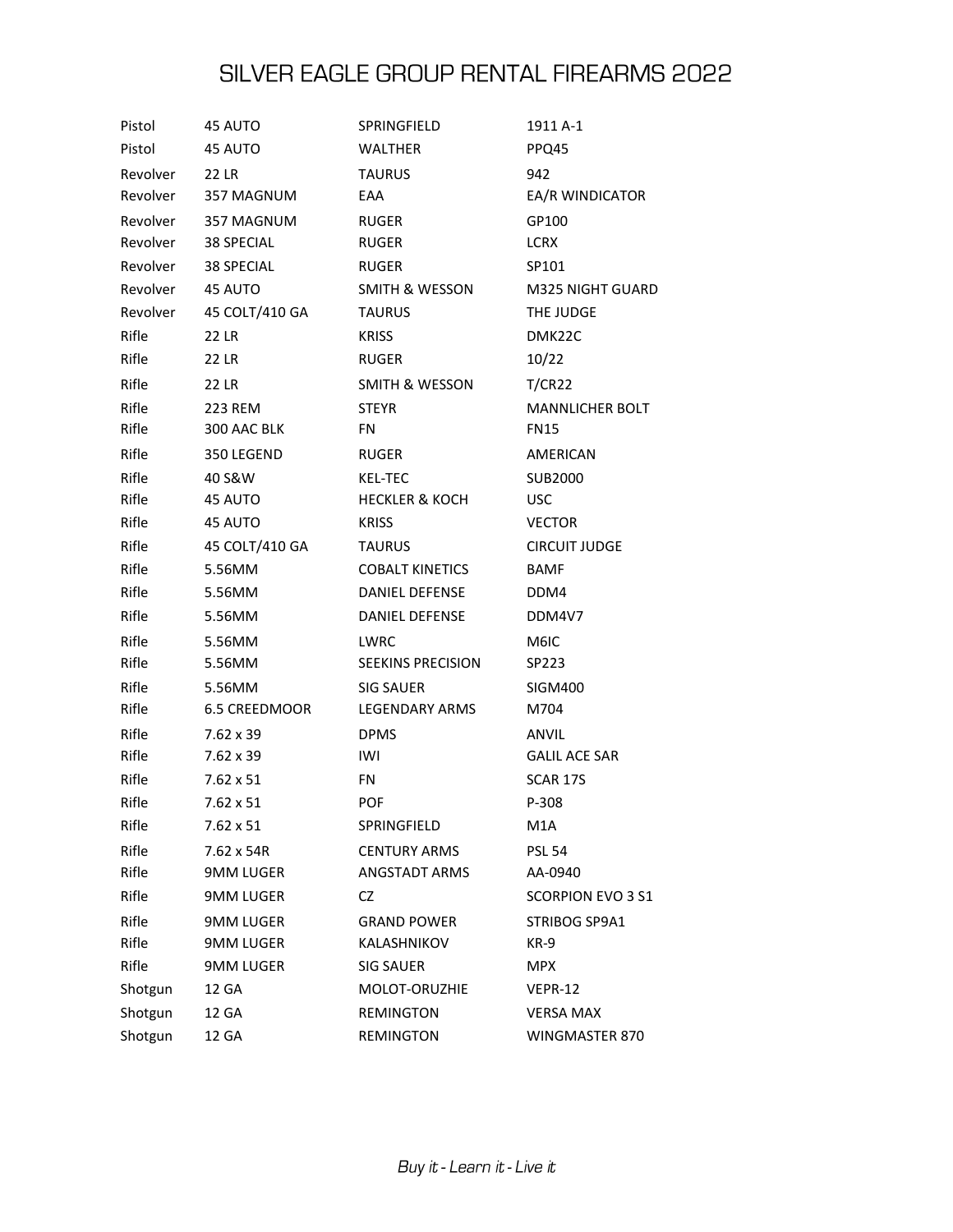# SILVER EAGLE GROUP RENTAL FIREARMS 2022

| | | | |
|---|---|---|---|
| Pistol | 45 AUTO | SPRINGFIELD | 1911 A-1 |
| Pistol | 45 AUTO | WALTHER | PPQ45 |
| Revolver | 22 LR | TAURUS | 942 |
| Revolver | 357 MAGNUM | EAA | EA/R WINDICATOR |
| Revolver | 357 MAGNUM | RUGER | GP100 |
| Revolver | 38 SPECIAL | RUGER | LCRX |
| Revolver | 38 SPECIAL | RUGER | SP101 |
| Revolver | 45 AUTO | SMITH & WESSON | M325 NIGHT GUARD |
| Revolver | 45 COLT/410 GA | TAURUS | THE JUDGE |
| Rifle | 22 LR | KRISS | DMK22C |
| Rifle | 22 LR | RUGER | 10/22 |
| Rifle | 22 LR | SMITH & WESSON | T/CR22 |
| Rifle | 223 REM | STEYR | MANNLICHER BOLT |
| Rifle | 300 AAC BLK | FN | FN15 |
| Rifle | 350 LEGEND | RUGER | AMERICAN |
| Rifle | 40 S&W | KEL-TEC | SUB2000 |
| Rifle | 45 AUTO | HECKLER & KOCH | USC |
| Rifle | 45 AUTO | KRISS | VECTOR |
| Rifle | 45 COLT/410 GA | TAURUS | CIRCUIT JUDGE |
| Rifle | 5.56MM | COBALT KINETICS | BAMF |
| Rifle | 5.56MM | DANIEL DEFENSE | DDM4 |
| Rifle | 5.56MM | DANIEL DEFENSE | DDM4V7 |
| Rifle | 5.56MM | LWRC | M6IC |
| Rifle | 5.56MM | SEEKINS PRECISION | SP223 |
| Rifle | 5.56MM | SIG SAUER | SIGM400 |
| Rifle | 6.5 CREEDMOOR | LEGENDARY ARMS | M704 |
| Rifle | 7.62 x 39 | DPMS | ANVIL |
| Rifle | 7.62 x 39 | IWI | GALIL ACE SAR |
| Rifle | 7.62 x 51 | FN | SCAR 17S |
| Rifle | 7.62 x 51 | POF | P-308 |
| Rifle | 7.62 x 51 | SPRINGFIELD | M1A |
| Rifle | 7.62 x 54R | CENTURY ARMS | PSL 54 |
| Rifle | 9MM LUGER | ANGSTADT ARMS | AA-0940 |
| Rifle | 9MM LUGER | CZ | SCORPION EVO 3 S1 |
| Rifle | 9MM LUGER | GRAND POWER | STRIBOG SP9A1 |
| Rifle | 9MM LUGER | KALASHNIKOV | KR-9 |
| Rifle | 9MM LUGER | SIG SAUER | MPX |
| Shotgun | 12 GA | MOLOT-ORUZHIE | VEPR-12 |
| Shotgun | 12 GA | REMINGTON | VERSA MAX |
| Shotgun | 12 GA | REMINGTON | WINGMASTER 870 |

*Buy it - Learn it - Live it*